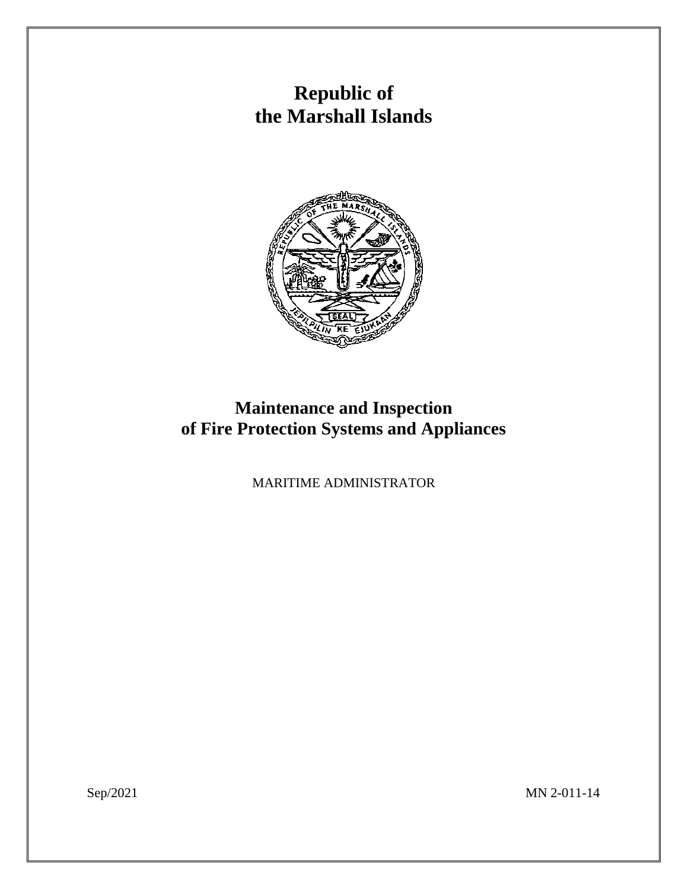# Republic of the Marshall Islands

# Maintenance and Inspection of Fire Protection Systems and Appliances

MARITIME ADMINISTRATOR

Sep/2021

MN 2-011-14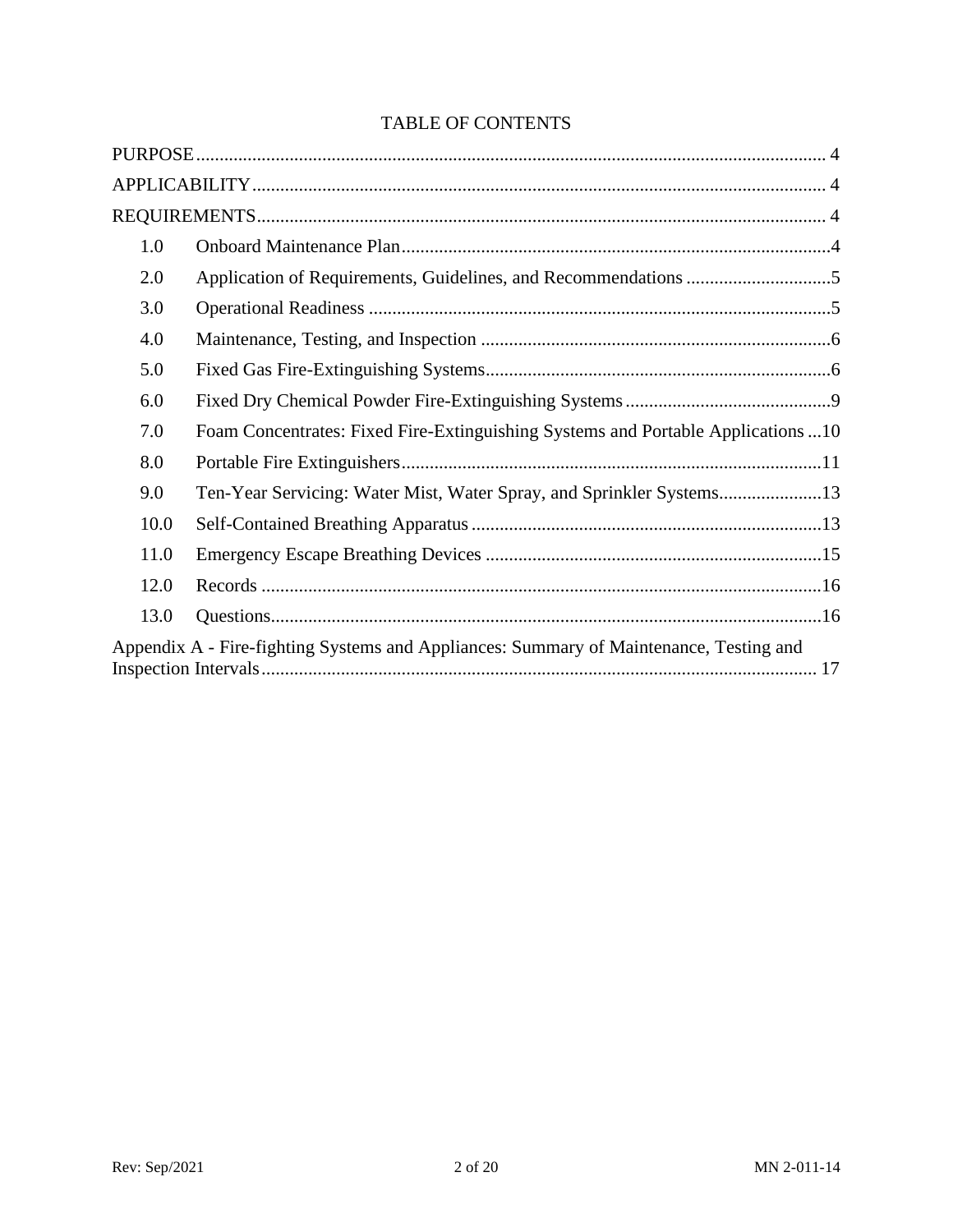# TABLE OF CONTENTS

PURPOSE ..... 4

APPLICABILITY ..... 4

REQUIREMENTS ..... 4

| | | |
|---|---|---|
| 1.0 | Onboard Maintenance Plan | 4 |
| 2.0 | Application of Requirements, Guidelines, and Recommendations | 5 |
| 3.0 | Operational Readiness | 5 |
| 4.0 | Maintenance, Testing, and Inspection | 6 |
| 5.0 | Fixed Gas Fire-Extinguishing Systems | 6 |
| 6.0 | Fixed Dry Chemical Powder Fire-Extinguishing Systems | 9 |
| 7.0 | Foam Concentrates: Fixed Fire-Extinguishing Systems and Portable Applications | 10 |
| 8.0 | Portable Fire Extinguishers | 11 |
| 9.0 | Ten-Year Servicing: Water Mist, Water Spray, and Sprinkler Systems | 13 |
| 10.0 | Self-Contained Breathing Apparatus | 13 |
| 11.0 | Emergency Escape Breathing Devices | 15 |
| 12.0 | Records | 16 |
| 13.0 | Questions | 16 |

Appendix A - Fire-fighting Systems and Appliances: Summary of Maintenance, Testing and Inspection Intervals ..... 17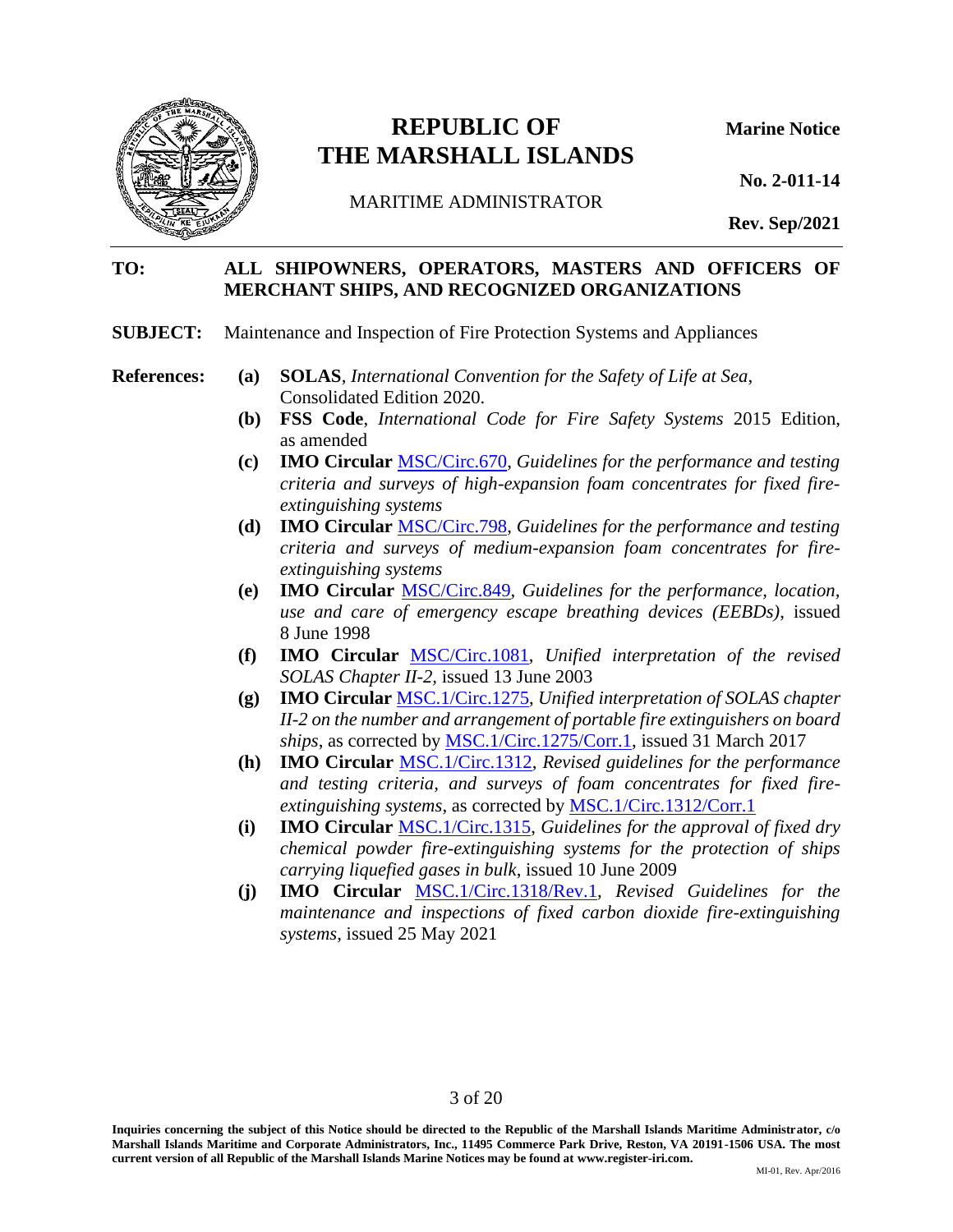# REPUBLIC OF THE MARSHALL ISLANDS

MARITIME ADMINISTRATOR

**Marine Notice**

**No. 2-011-14**

**Rev. Sep/2021**

---

**TO:** **ALL SHIPOWNERS, OPERATORS, MASTERS AND OFFICERS OF MERCHANT SHIPS, AND RECOGNIZED ORGANIZATIONS**

**SUBJECT:** Maintenance and Inspection of Fire Protection Systems and Appliances

**References:**

- **(a)** **SOLAS**, *International Convention for the Safety of Life at Sea*, Consolidated Edition 2020.
- **(b)** **FSS Code**, *International Code for Fire Safety Systems* 2015 Edition, as amended
- **(c)** **IMO Circular** MSC/Circ.670, *Guidelines for the performance and testing criteria and surveys of high-expansion foam concentrates for fixed fire-extinguishing systems*
- **(d)** **IMO Circular** MSC/Circ.798, *Guidelines for the performance and testing criteria and surveys of medium-expansion foam concentrates for fire-extinguishing systems*
- **(e)** **IMO Circular** MSC/Circ.849, *Guidelines for the performance, location, use and care of emergency escape breathing devices (EEBDs)*, issued 8 June 1998
- **(f)** **IMO Circular** MSC/Circ.1081, *Unified interpretation of the revised SOLAS Chapter II-2*, issued 13 June 2003
- **(g)** **IMO Circular** MSC.1/Circ.1275, *Unified interpretation of SOLAS chapter II-2 on the number and arrangement of portable fire extinguishers on board ships*, as corrected by MSC.1/Circ.1275/Corr.1, issued 31 March 2017
- **(h)** **IMO Circular** MSC.1/Circ.1312, *Revised guidelines for the performance and testing criteria, and surveys of foam concentrates for fixed fire-extinguishing systems*, as corrected by MSC.1/Circ.1312/Corr.1
- **(i)** **IMO Circular** MSC.1/Circ.1315, *Guidelines for the approval of fixed dry chemical powder fire-extinguishing systems for the protection of ships carrying liquefied gases in bulk*, issued 10 June 2009
- **(j)** **IMO Circular** MSC.1/Circ.1318/Rev.1, *Revised Guidelines for the maintenance and inspections of fixed carbon dioxide fire-extinguishing systems*, issued 25 May 2021

**Inquiries concerning the subject of this Notice should be directed to the Republic of the Marshall Islands Maritime Administrator, c/o Marshall Islands Maritime and Corporate Administrators, Inc., 11495 Commerce Park Drive, Reston, VA 20191-1506 USA. The most current version of all Republic of the Marshall Islands Marine Notices may be found at www.register-iri.com.**

MI-01, Rev. Apr/2016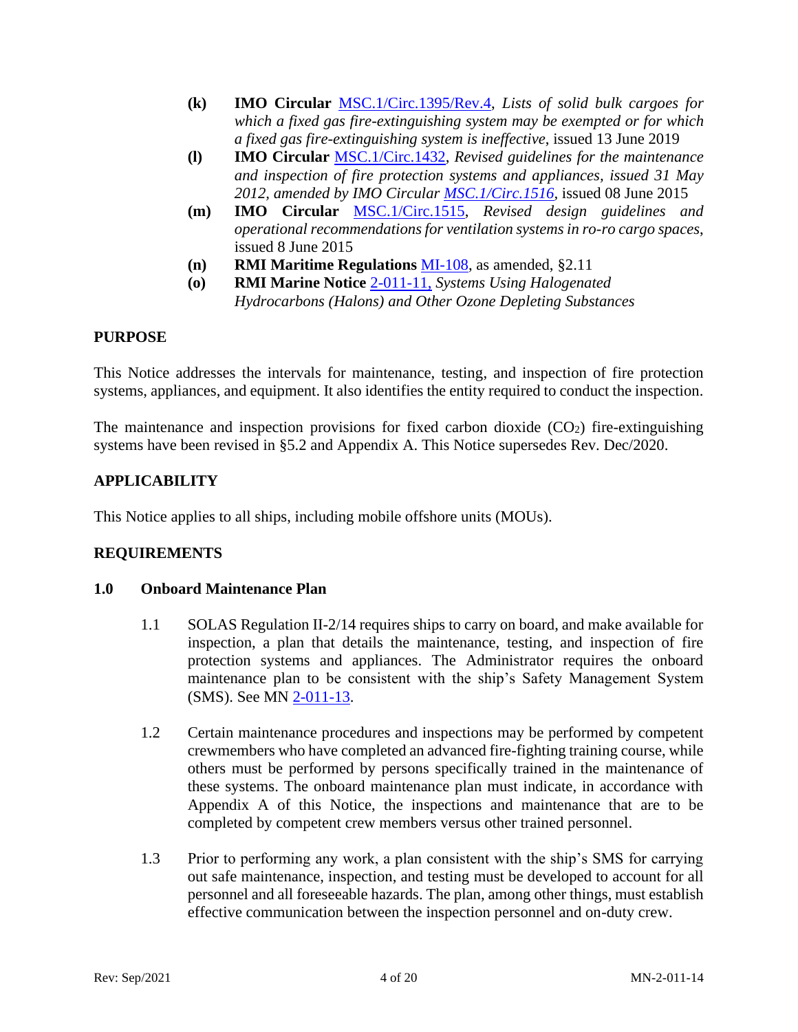- **(k)** **IMO Circular** MSC.1/Circ.1395/Rev.4, *Lists of solid bulk cargoes for which a fixed gas fire-extinguishing system may be exempted or for which a fixed gas fire-extinguishing system is ineffective*, issued 13 June 2019
- **(l)** **IMO Circular** MSC.1/Circ.1432, *Revised guidelines for the maintenance and inspection of fire protection systems and appliances, issued 31 May 2012, amended by IMO Circular MSC.1/Circ.1516,* issued 08 June 2015
- **(m)** **IMO Circular** MSC.1/Circ.1515, *Revised design guidelines and operational recommendations for ventilation systems in ro-ro cargo spaces*, issued 8 June 2015
- **(n)** **RMI Maritime Regulations** MI-108, as amended, §2.11
- **(o)** **RMI Marine Notice** 2-011-11, *Systems Using Halogenated Hydrocarbons (Halons) and Other Ozone Depleting Substances*

## PURPOSE

This Notice addresses the intervals for maintenance, testing, and inspection of fire protection systems, appliances, and equipment. It also identifies the entity required to conduct the inspection.

The maintenance and inspection provisions for fixed carbon dioxide ($CO_2$) fire-extinguishing systems have been revised in §5.2 and Appendix A. This Notice supersedes Rev. Dec/2020.

## APPLICABILITY

This Notice applies to all ships, including mobile offshore units (MOUs).

## REQUIREMENTS

### 1.0 Onboard Maintenance Plan

1.1 SOLAS Regulation II-2/14 requires ships to carry on board, and make available for inspection, a plan that details the maintenance, testing, and inspection of fire protection systems and appliances. The Administrator requires the onboard maintenance plan to be consistent with the ship's Safety Management System (SMS). See MN 2-011-13.

1.2 Certain maintenance procedures and inspections may be performed by competent crewmembers who have completed an advanced fire-fighting training course, while others must be performed by persons specifically trained in the maintenance of these systems. The onboard maintenance plan must indicate, in accordance with Appendix A of this Notice, the inspections and maintenance that are to be completed by competent crew members versus other trained personnel.

1.3 Prior to performing any work, a plan consistent with the ship's SMS for carrying out safe maintenance, inspection, and testing must be developed to account for all personnel and all foreseeable hazards. The plan, among other things, must establish effective communication between the inspection personnel and on-duty crew.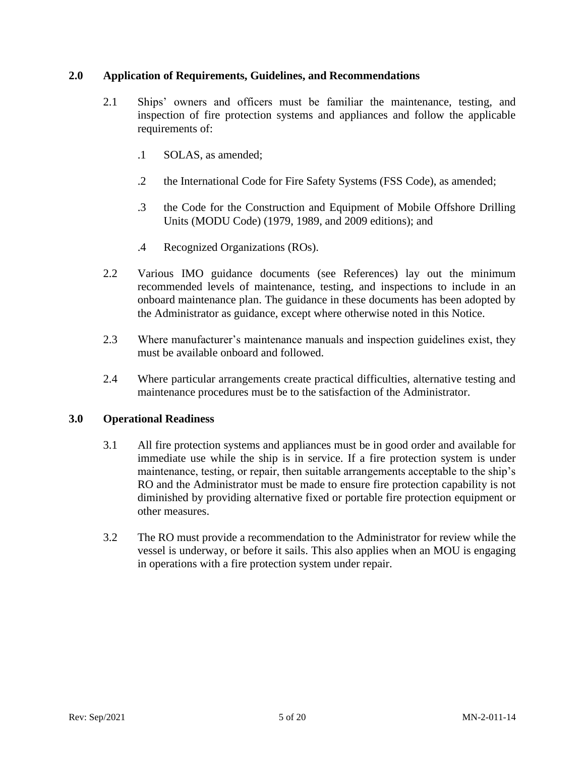## 2.0 Application of Requirements, Guidelines, and Recommendations

2.1 Ships' owners and officers must be familiar the maintenance, testing, and inspection of fire protection systems and appliances and follow the applicable requirements of:

.1 SOLAS, as amended;

.2 the International Code for Fire Safety Systems (FSS Code), as amended;

.3 the Code for the Construction and Equipment of Mobile Offshore Drilling Units (MODU Code) (1979, 1989, and 2009 editions); and

.4 Recognized Organizations (ROs).

2.2 Various IMO guidance documents (see References) lay out the minimum recommended levels of maintenance, testing, and inspections to include in an onboard maintenance plan. The guidance in these documents has been adopted by the Administrator as guidance, except where otherwise noted in this Notice.

2.3 Where manufacturer's maintenance manuals and inspection guidelines exist, they must be available onboard and followed.

2.4 Where particular arrangements create practical difficulties, alternative testing and maintenance procedures must be to the satisfaction of the Administrator.

## 3.0 Operational Readiness

3.1 All fire protection systems and appliances must be in good order and available for immediate use while the ship is in service. If a fire protection system is under maintenance, testing, or repair, then suitable arrangements acceptable to the ship's RO and the Administrator must be made to ensure fire protection capability is not diminished by providing alternative fixed or portable fire protection equipment or other measures.

3.2 The RO must provide a recommendation to the Administrator for review while the vessel is underway, or before it sails. This also applies when an MOU is engaging in operations with a fire protection system under repair.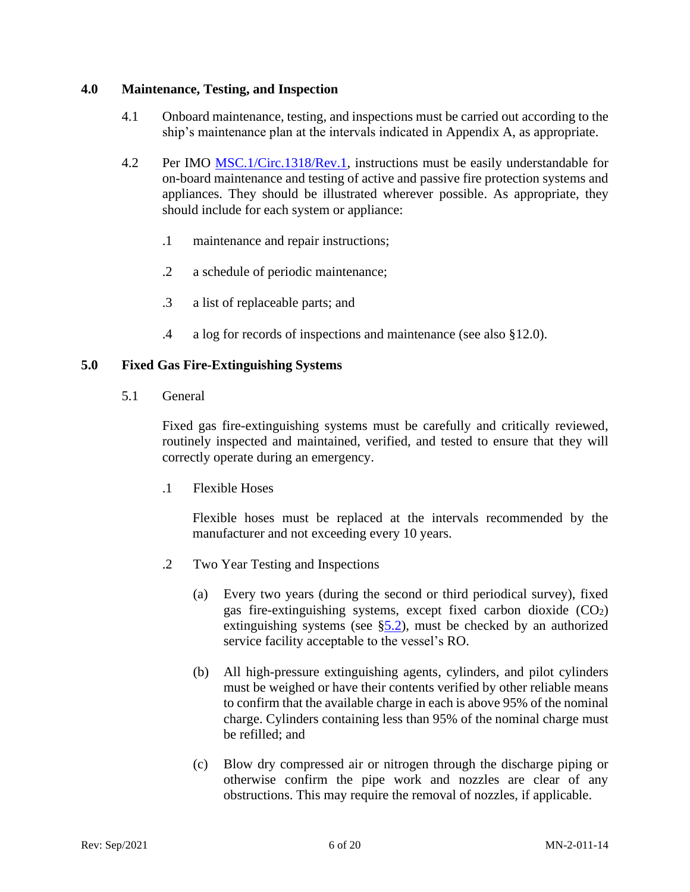## 4.0 Maintenance, Testing, and Inspection

4.1 Onboard maintenance, testing, and inspections must be carried out according to the ship's maintenance plan at the intervals indicated in Appendix A, as appropriate.

4.2 Per IMO [MSC.1/Circ.1318/Rev.1](), instructions must be easily understandable for on-board maintenance and testing of active and passive fire protection systems and appliances. They should be illustrated wherever possible. As appropriate, they should include for each system or appliance:

.1 maintenance and repair instructions;

.2 a schedule of periodic maintenance;

.3 a list of replaceable parts; and

.4 a log for records of inspections and maintenance (see also §12.0).

## 5.0 Fixed Gas Fire-Extinguishing Systems

5.1 General

Fixed gas fire-extinguishing systems must be carefully and critically reviewed, routinely inspected and maintained, verified, and tested to ensure that they will correctly operate during an emergency.

.1 Flexible Hoses

Flexible hoses must be replaced at the intervals recommended by the manufacturer and not exceeding every 10 years.

.2 Two Year Testing and Inspections

(a) Every two years (during the second or third periodical survey), fixed gas fire-extinguishing systems, except fixed carbon dioxide ($CO_2$) extinguishing systems (see §[5.2]()), must be checked by an authorized service facility acceptable to the vessel's RO.

(b) All high-pressure extinguishing agents, cylinders, and pilot cylinders must be weighed or have their contents verified by other reliable means to confirm that the available charge in each is above 95% of the nominal charge. Cylinders containing less than 95% of the nominal charge must be refilled; and

(c) Blow dry compressed air or nitrogen through the discharge piping or otherwise confirm the pipe work and nozzles are clear of any obstructions. This may require the removal of nozzles, if applicable.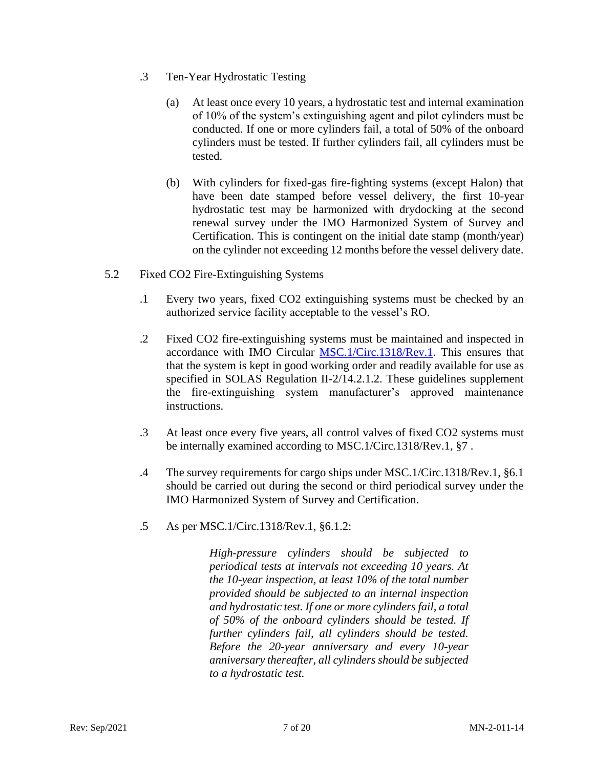.3 Ten-Year Hydrostatic Testing

(a) At least once every 10 years, a hydrostatic test and internal examination of 10% of the system's extinguishing agent and pilot cylinders must be conducted. If one or more cylinders fail, a total of 50% of the onboard cylinders must be tested. If further cylinders fail, all cylinders must be tested.

(b) With cylinders for fixed-gas fire-fighting systems (except Halon) that have been date stamped before vessel delivery, the first 10-year hydrostatic test may be harmonized with drydocking at the second renewal survey under the IMO Harmonized System of Survey and Certification. This is contingent on the initial date stamp (month/year) on the cylinder not exceeding 12 months before the vessel delivery date.

5.2 Fixed $CO_2$ Fire-Extinguishing Systems

.1 Every two years, fixed $CO_2$ extinguishing systems must be checked by an authorized service facility acceptable to the vessel's RO.

.2 Fixed $CO_2$ fire-extinguishing systems must be maintained and inspected in accordance with IMO Circular [MSC.1/Circ.1318/Rev.1](). This ensures that that the system is kept in good working order and readily available for use as specified in SOLAS Regulation II-2/14.2.1.2. These guidelines supplement the fire-extinguishing system manufacturer's approved maintenance instructions.

.3 At least once every five years, all control valves of fixed $CO_2$ systems must be internally examined according to MSC.1/Circ.1318/Rev.1, §7 .

.4 The survey requirements for cargo ships under MSC.1/Circ.1318/Rev.1, §6.1 should be carried out during the second or third periodical survey under the IMO Harmonized System of Survey and Certification.

.5 As per MSC.1/Circ.1318/Rev.1, §6.1.2:

> *High-pressure cylinders should be subjected to periodical tests at intervals not exceeding 10 years. At the 10-year inspection, at least 10% of the total number provided should be subjected to an internal inspection and hydrostatic test. If one or more cylinders fail, a total of 50% of the onboard cylinders should be tested. If further cylinders fail, all cylinders should be tested. Before the 20-year anniversary and every 10-year anniversary thereafter, all cylinders should be subjected to a hydrostatic test.*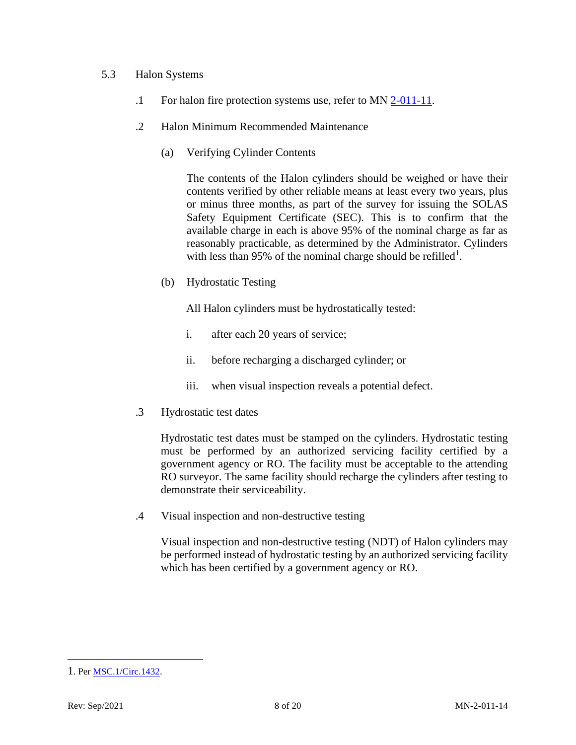## 5.3 Halon Systems

.1 For halon fire protection systems use, refer to MN 2-011-11.

.2 Halon Minimum Recommended Maintenance

(a) Verifying Cylinder Contents

The contents of the Halon cylinders should be weighed or have their contents verified by other reliable means at least every two years, plus or minus three months, as part of the survey for issuing the SOLAS Safety Equipment Certificate (SEC). This is to confirm that the available charge in each is above 95% of the nominal charge as far as reasonably practicable, as determined by the Administrator. Cylinders with less than 95% of the nominal charge should be refilled[1].

(b) Hydrostatic Testing

All Halon cylinders must be hydrostatically tested:

i. after each 20 years of service;

ii. before recharging a discharged cylinder; or

iii. when visual inspection reveals a potential defect.

.3 Hydrostatic test dates

Hydrostatic test dates must be stamped on the cylinders. Hydrostatic testing must be performed by an authorized servicing facility certified by a government agency or RO. The facility must be acceptable to the attending RO surveyor. The same facility should recharge the cylinders after testing to demonstrate their serviceability.

.4 Visual inspection and non-destructive testing

Visual inspection and non-destructive testing (NDT) of Halon cylinders may be performed instead of hydrostatic testing by an authorized servicing facility which has been certified by a government agency or RO.

---

1. Per MSC.1/Circ.1432.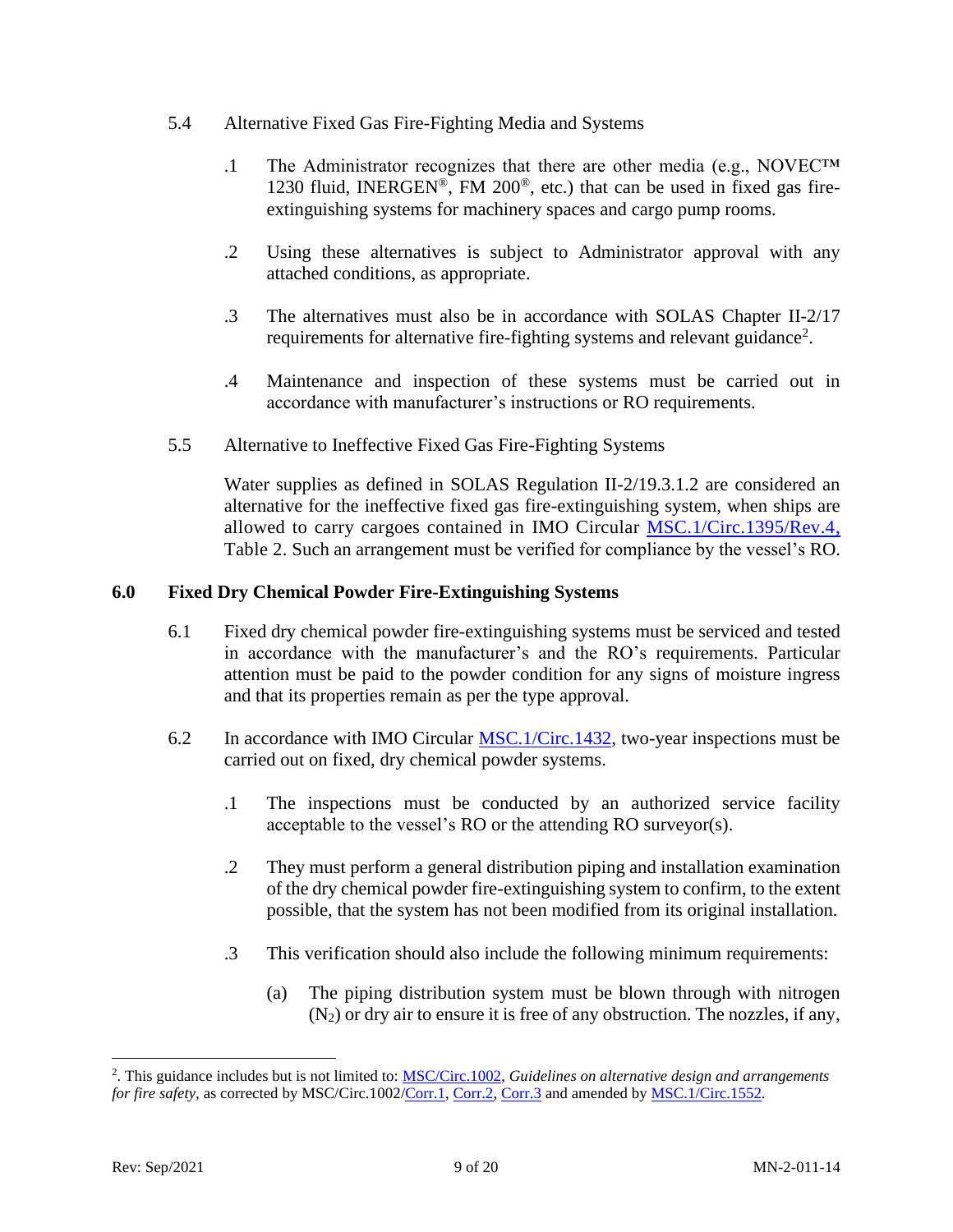5.4 Alternative Fixed Gas Fire-Fighting Media and Systems

.1 The Administrator recognizes that there are other media (e.g., NOVEC™ 1230 fluid, INERGEN®, FM 200®, etc.) that can be used in fixed gas fire-extinguishing systems for machinery spaces and cargo pump rooms.

.2 Using these alternatives is subject to Administrator approval with any attached conditions, as appropriate.

.3 The alternatives must also be in accordance with SOLAS Chapter II-2/17 requirements for alternative fire-fighting systems and relevant guidance[2].

.4 Maintenance and inspection of these systems must be carried out in accordance with manufacturer's instructions or RO requirements.

5.5 Alternative to Ineffective Fixed Gas Fire-Fighting Systems

Water supplies as defined in SOLAS Regulation II-2/19.3.1.2 are considered an alternative for the ineffective fixed gas fire-extinguishing system, when ships are allowed to carry cargoes contained in IMO Circular MSC.1/Circ.1395/Rev.4, Table 2. Such an arrangement must be verified for compliance by the vessel's RO.

## 6.0 Fixed Dry Chemical Powder Fire-Extinguishing Systems

6.1 Fixed dry chemical powder fire-extinguishing systems must be serviced and tested in accordance with the manufacturer's and the RO's requirements. Particular attention must be paid to the powder condition for any signs of moisture ingress and that its properties remain as per the type approval.

6.2 In accordance with IMO Circular MSC.1/Circ.1432, two-year inspections must be carried out on fixed, dry chemical powder systems.

.1 The inspections must be conducted by an authorized service facility acceptable to the vessel's RO or the attending RO surveyor(s).

.2 They must perform a general distribution piping and installation examination of the dry chemical powder fire-extinguishing system to confirm, to the extent possible, that the system has not been modified from its original installation.

.3 This verification should also include the following minimum requirements:

(a) The piping distribution system must be blown through with nitrogen ($N_2$) or dry air to ensure it is free of any obstruction. The nozzles, if any,

---

[2]. This guidance includes but is not limited to: MSC/Circ.1002, *Guidelines on alternative design and arrangements for fire safety,* as corrected by MSC/Circ.1002/Corr.1, Corr.2, Corr.3 and amended by MSC.1/Circ.1552.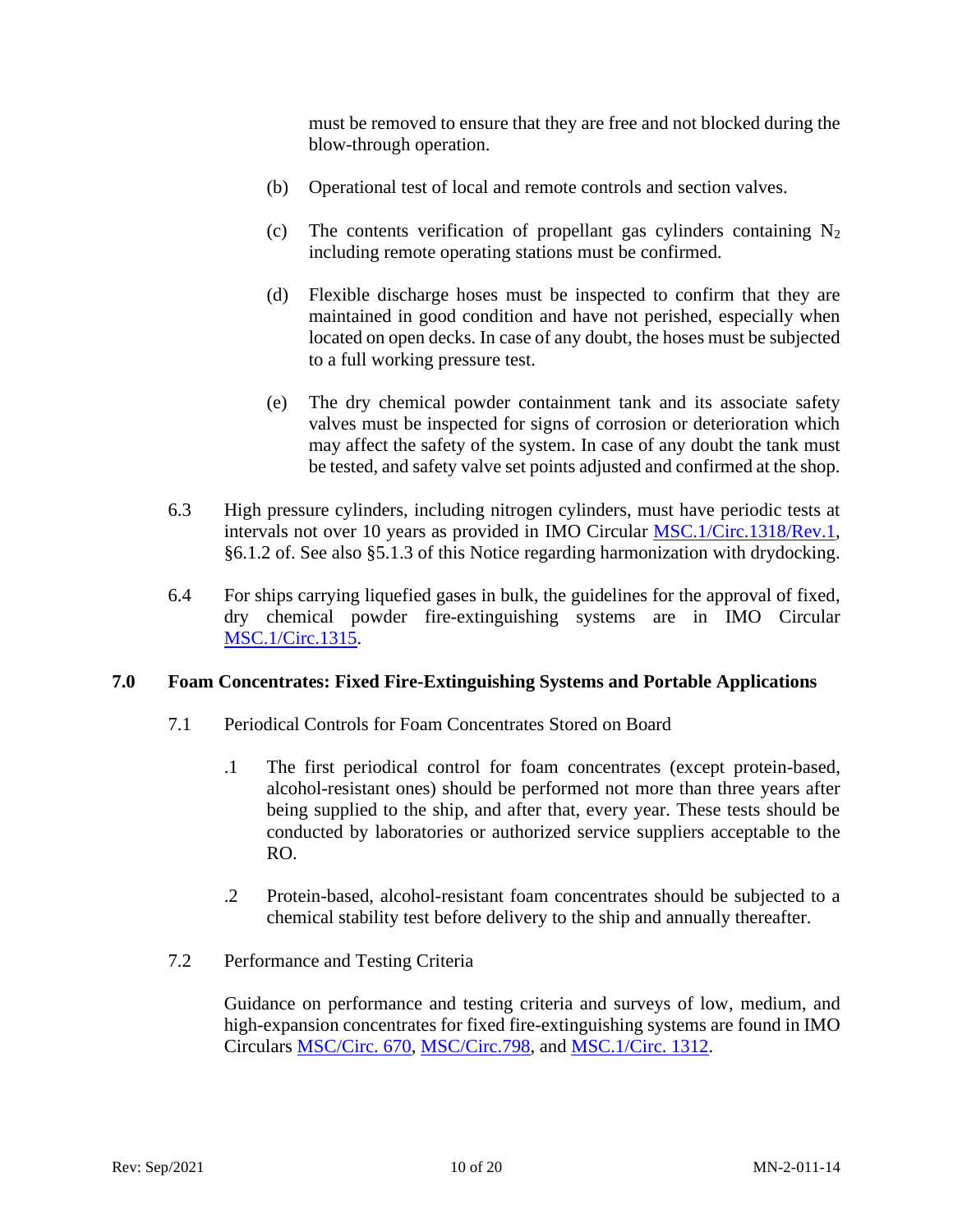must be removed to ensure that they are free and not blocked during the blow-through operation.

(b) Operational test of local and remote controls and section valves.

(c) The contents verification of propellant gas cylinders containing $N_2$ including remote operating stations must be confirmed.

(d) Flexible discharge hoses must be inspected to confirm that they are maintained in good condition and have not perished, especially when located on open decks. In case of any doubt, the hoses must be subjected to a full working pressure test.

(e) The dry chemical powder containment tank and its associate safety valves must be inspected for signs of corrosion or deterioration which may affect the safety of the system. In case of any doubt the tank must be tested, and safety valve set points adjusted and confirmed at the shop.

6.3 High pressure cylinders, including nitrogen cylinders, must have periodic tests at intervals not over 10 years as provided in IMO Circular MSC.1/Circ.1318/Rev.1, §6.1.2 of. See also §5.1.3 of this Notice regarding harmonization with drydocking.

6.4 For ships carrying liquefied gases in bulk, the guidelines for the approval of fixed, dry chemical powder fire-extinguishing systems are in IMO Circular MSC.1/Circ.1315.

## 7.0 Foam Concentrates: Fixed Fire-Extinguishing Systems and Portable Applications

7.1 Periodical Controls for Foam Concentrates Stored on Board

.1 The first periodical control for foam concentrates (except protein-based, alcohol-resistant ones) should be performed not more than three years after being supplied to the ship, and after that, every year. These tests should be conducted by laboratories or authorized service suppliers acceptable to the RO.

.2 Protein-based, alcohol-resistant foam concentrates should be subjected to a chemical stability test before delivery to the ship and annually thereafter.

7.2 Performance and Testing Criteria

Guidance on performance and testing criteria and surveys of low, medium, and high-expansion concentrates for fixed fire-extinguishing systems are found in IMO Circulars MSC/Circ. 670, MSC/Circ.798, and MSC.1/Circ. 1312.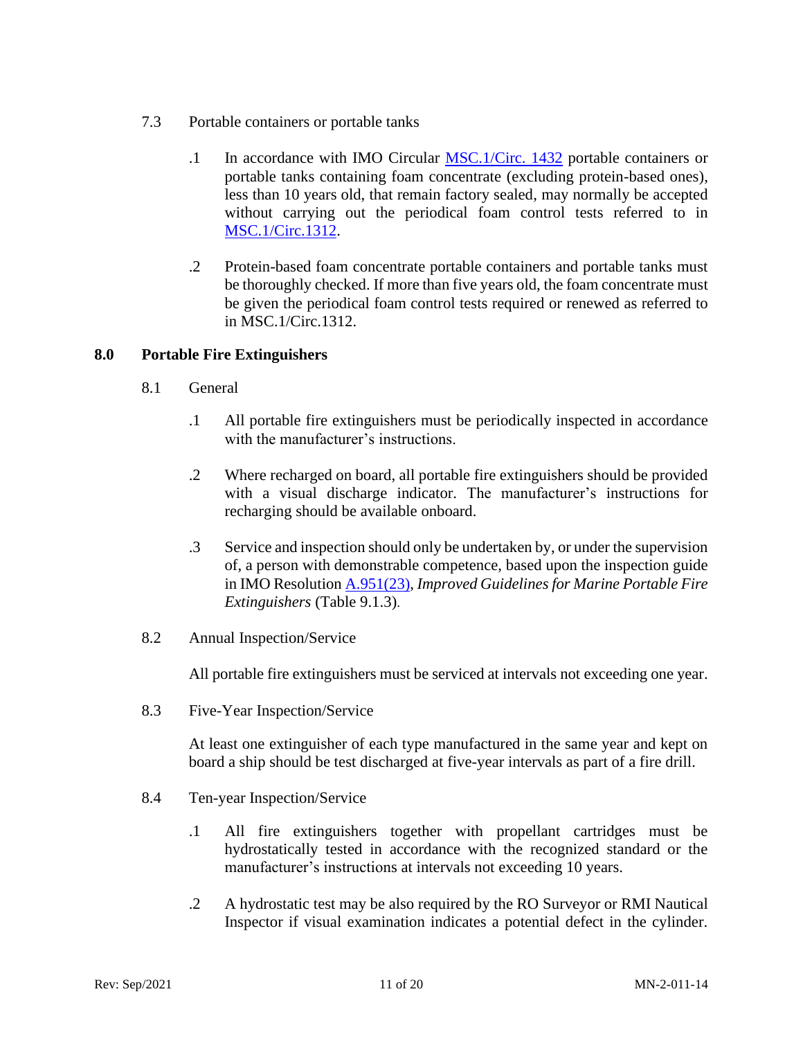7.3 Portable containers or portable tanks

.1 In accordance with IMO Circular MSC.1/Circ. 1432 portable containers or portable tanks containing foam concentrate (excluding protein-based ones), less than 10 years old, that remain factory sealed, may normally be accepted without carrying out the periodical foam control tests referred to in MSC.1/Circ.1312.

.2 Protein-based foam concentrate portable containers and portable tanks must be thoroughly checked. If more than five years old, the foam concentrate must be given the periodical foam control tests required or renewed as referred to in MSC.1/Circ.1312.

## 8.0 Portable Fire Extinguishers

8.1 General

.1 All portable fire extinguishers must be periodically inspected in accordance with the manufacturer's instructions.

.2 Where recharged on board, all portable fire extinguishers should be provided with a visual discharge indicator. The manufacturer's instructions for recharging should be available onboard.

.3 Service and inspection should only be undertaken by, or under the supervision of, a person with demonstrable competence, based upon the inspection guide in IMO Resolution A.951(23), *Improved Guidelines for Marine Portable Fire Extinguishers* (Table 9.1.3).

8.2 Annual Inspection/Service

All portable fire extinguishers must be serviced at intervals not exceeding one year.

8.3 Five-Year Inspection/Service

At least one extinguisher of each type manufactured in the same year and kept on board a ship should be test discharged at five-year intervals as part of a fire drill.

8.4 Ten-year Inspection/Service

.1 All fire extinguishers together with propellant cartridges must be hydrostatically tested in accordance with the recognized standard or the manufacturer's instructions at intervals not exceeding 10 years.

.2 A hydrostatic test may be also required by the RO Surveyor or RMI Nautical Inspector if visual examination indicates a potential defect in the cylinder.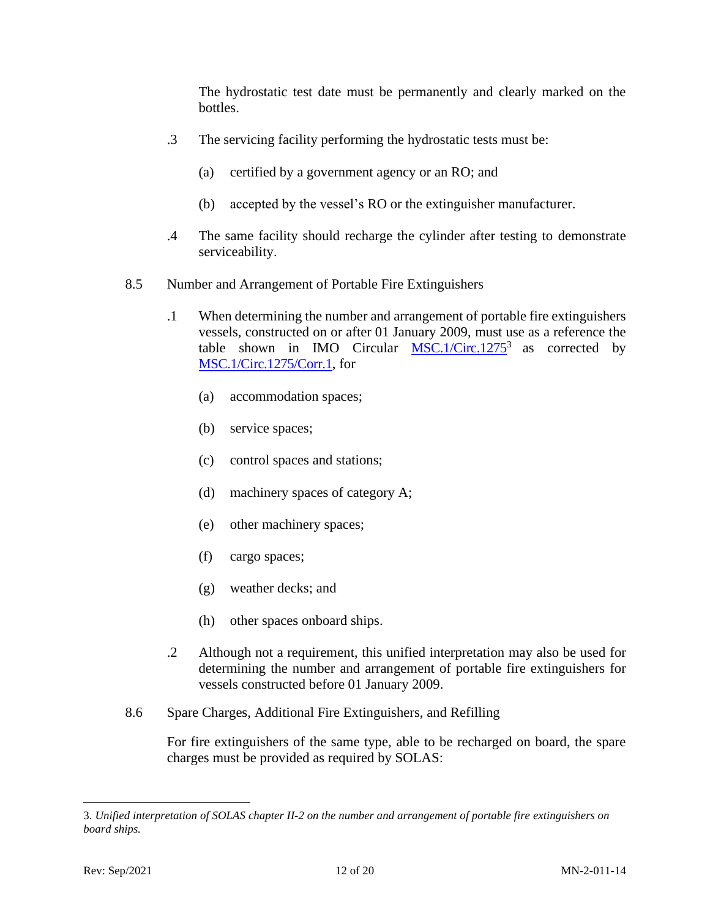The hydrostatic test date must be permanently and clearly marked on the bottles.

.3 The servicing facility performing the hydrostatic tests must be:

(a) certified by a government agency or an RO; and

(b) accepted by the vessel's RO or the extinguisher manufacturer.

.4 The same facility should recharge the cylinder after testing to demonstrate serviceability.

8.5 Number and Arrangement of Portable Fire Extinguishers

.1 When determining the number and arrangement of portable fire extinguishers vessels, constructed on or after 01 January 2009, must use as a reference the table shown in IMO Circular MSC.1/Circ.1275[3] as corrected by MSC.1/Circ.1275/Corr.1, for

(a) accommodation spaces;

(b) service spaces;

(c) control spaces and stations;

(d) machinery spaces of category A;

(e) other machinery spaces;

(f) cargo spaces;

(g) weather decks; and

(h) other spaces onboard ships.

.2 Although not a requirement, this unified interpretation may also be used for determining the number and arrangement of portable fire extinguishers for vessels constructed before 01 January 2009.

8.6 Spare Charges, Additional Fire Extinguishers, and Refilling

For fire extinguishers of the same type, able to be recharged on board, the spare charges must be provided as required by SOLAS:

---

3. *Unified interpretation of SOLAS chapter II-2 on the number and arrangement of portable fire extinguishers on board ships.*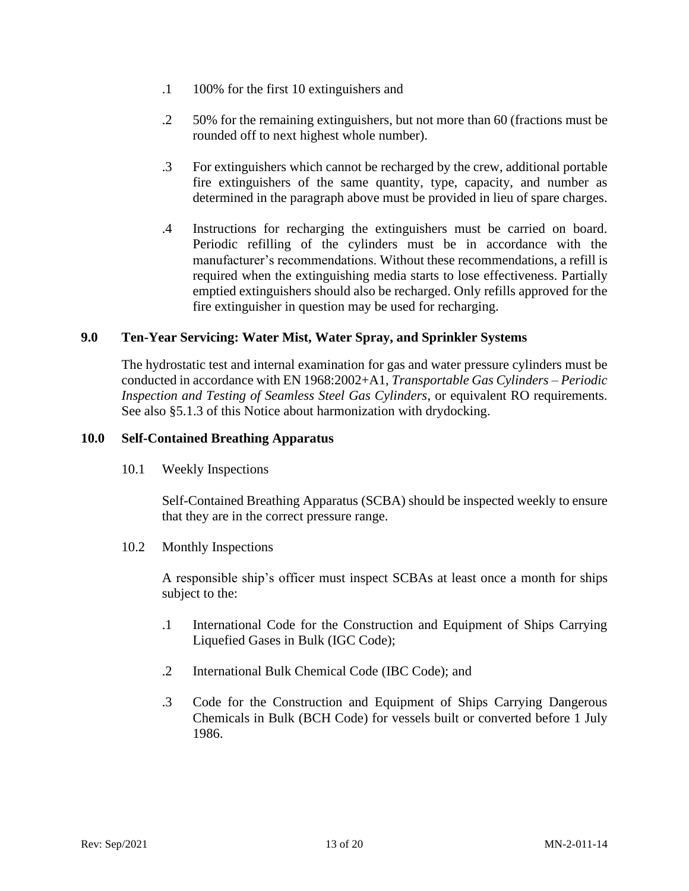.1 100% for the first 10 extinguishers and

.2 50% for the remaining extinguishers, but not more than 60 (fractions must be rounded off to next highest whole number).

.3 For extinguishers which cannot be recharged by the crew, additional portable fire extinguishers of the same quantity, type, capacity, and number as determined in the paragraph above must be provided in lieu of spare charges.

.4 Instructions for recharging the extinguishers must be carried on board. Periodic refilling of the cylinders must be in accordance with the manufacturer's recommendations. Without these recommendations, a refill is required when the extinguishing media starts to lose effectiveness. Partially emptied extinguishers should also be recharged. Only refills approved for the fire extinguisher in question may be used for recharging.

## 9.0 Ten-Year Servicing: Water Mist, Water Spray, and Sprinkler Systems

The hydrostatic test and internal examination for gas and water pressure cylinders must be conducted in accordance with EN 1968:2002+A1, *Transportable Gas Cylinders – Periodic Inspection and Testing of Seamless Steel Gas Cylinders*, or equivalent RO requirements. See also §5.1.3 of this Notice about harmonization with drydocking.

## 10.0 Self-Contained Breathing Apparatus

### 10.1 Weekly Inspections

Self-Contained Breathing Apparatus (SCBA) should be inspected weekly to ensure that they are in the correct pressure range.

### 10.2 Monthly Inspections

A responsible ship's officer must inspect SCBAs at least once a month for ships subject to the:

.1 International Code for the Construction and Equipment of Ships Carrying Liquefied Gases in Bulk (IGC Code);

.2 International Bulk Chemical Code (IBC Code); and

.3 Code for the Construction and Equipment of Ships Carrying Dangerous Chemicals in Bulk (BCH Code) for vessels built or converted before 1 July 1986.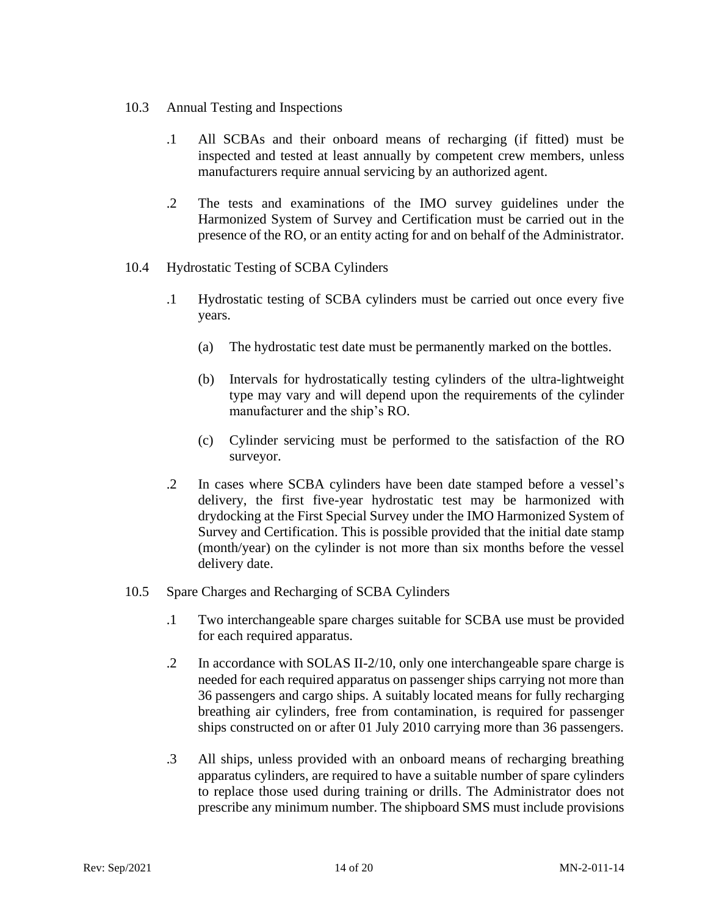### 10.3 Annual Testing and Inspections

.1 All SCBAs and their onboard means of recharging (if fitted) must be inspected and tested at least annually by competent crew members, unless manufacturers require annual servicing by an authorized agent.

.2 The tests and examinations of the IMO survey guidelines under the Harmonized System of Survey and Certification must be carried out in the presence of the RO, or an entity acting for and on behalf of the Administrator.

### 10.4 Hydrostatic Testing of SCBA Cylinders

.1 Hydrostatic testing of SCBA cylinders must be carried out once every five years.

(a) The hydrostatic test date must be permanently marked on the bottles.

(b) Intervals for hydrostatically testing cylinders of the ultra-lightweight type may vary and will depend upon the requirements of the cylinder manufacturer and the ship's RO.

(c) Cylinder servicing must be performed to the satisfaction of the RO surveyor.

.2 In cases where SCBA cylinders have been date stamped before a vessel's delivery, the first five-year hydrostatic test may be harmonized with drydocking at the First Special Survey under the IMO Harmonized System of Survey and Certification. This is possible provided that the initial date stamp (month/year) on the cylinder is not more than six months before the vessel delivery date.

### 10.5 Spare Charges and Recharging of SCBA Cylinders

.1 Two interchangeable spare charges suitable for SCBA use must be provided for each required apparatus.

.2 In accordance with SOLAS II-2/10, only one interchangeable spare charge is needed for each required apparatus on passenger ships carrying not more than 36 passengers and cargo ships. A suitably located means for fully recharging breathing air cylinders, free from contamination, is required for passenger ships constructed on or after 01 July 2010 carrying more than 36 passengers.

.3 All ships, unless provided with an onboard means of recharging breathing apparatus cylinders, are required to have a suitable number of spare cylinders to replace those used during training or drills. The Administrator does not prescribe any minimum number. The shipboard SMS must include provisions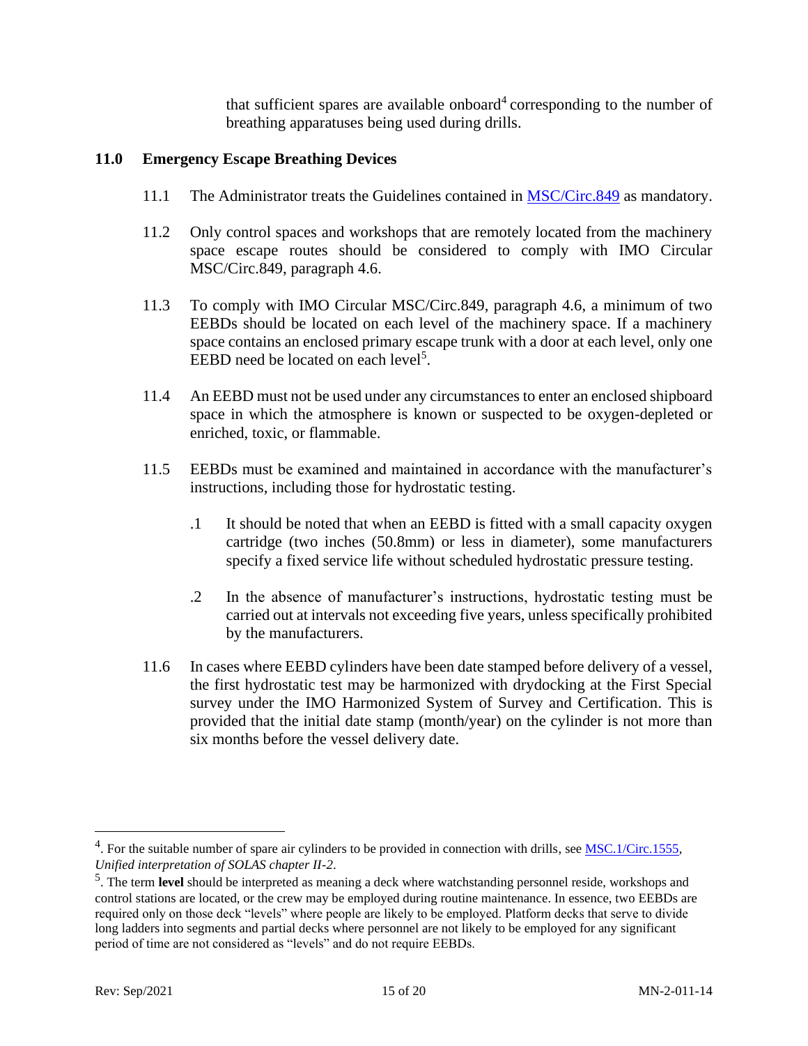that sufficient spares are available onboard[4] corresponding to the number of breathing apparatuses being used during drills.

## 11.0 Emergency Escape Breathing Devices

11.1 The Administrator treats the Guidelines contained in MSC/Circ.849 as mandatory.

11.2 Only control spaces and workshops that are remotely located from the machinery space escape routes should be considered to comply with IMO Circular MSC/Circ.849, paragraph 4.6.

11.3 To comply with IMO Circular MSC/Circ.849, paragraph 4.6, a minimum of two EEBDs should be located on each level of the machinery space. If a machinery space contains an enclosed primary escape trunk with a door at each level, only one EEBD need be located on each level[5].

11.4 An EEBD must not be used under any circumstances to enter an enclosed shipboard space in which the atmosphere is known or suspected to be oxygen-depleted or enriched, toxic, or flammable.

11.5 EEBDs must be examined and maintained in accordance with the manufacturer's instructions, including those for hydrostatic testing.

.1 It should be noted that when an EEBD is fitted with a small capacity oxygen cartridge (two inches (50.8mm) or less in diameter), some manufacturers specify a fixed service life without scheduled hydrostatic pressure testing.

.2 In the absence of manufacturer's instructions, hydrostatic testing must be carried out at intervals not exceeding five years, unless specifically prohibited by the manufacturers.

11.6 In cases where EEBD cylinders have been date stamped before delivery of a vessel, the first hydrostatic test may be harmonized with drydocking at the First Special survey under the IMO Harmonized System of Survey and Certification. This is provided that the initial date stamp (month/year) on the cylinder is not more than six months before the vessel delivery date.

---

[4]. For the suitable number of spare air cylinders to be provided in connection with drills, see MSC.1/Circ.1555, *Unified interpretation of SOLAS chapter II-2*.

[5]. The term **level** should be interpreted as meaning a deck where watchstanding personnel reside, workshops and control stations are located, or the crew may be employed during routine maintenance. In essence, two EEBDs are required only on those deck "levels" where people are likely to be employed. Platform decks that serve to divide long ladders into segments and partial decks where personnel are not likely to be employed for any significant period of time are not considered as "levels" and do not require EEBDs.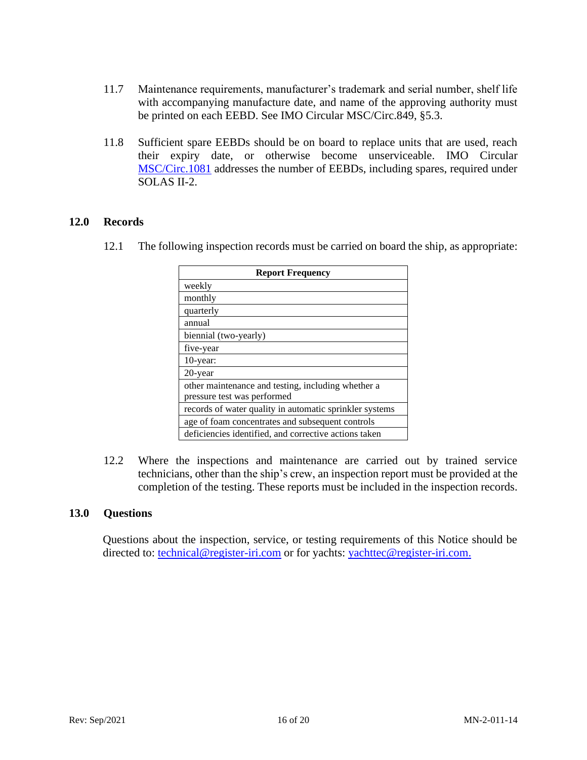11.7 Maintenance requirements, manufacturer's trademark and serial number, shelf life with accompanying manufacture date, and name of the approving authority must be printed on each EEBD. See IMO Circular MSC/Circ.849, §5.3.

11.8 Sufficient spare EEBDs should be on board to replace units that are used, reach their expiry date, or otherwise become unserviceable. IMO Circular MSC/Circ.1081 addresses the number of EEBDs, including spares, required under SOLAS II-2.

## 12.0 Records

12.1 The following inspection records must be carried on board the ship, as appropriate:

| Report Frequency |
|---|
| weekly |
| monthly |
| quarterly |
| annual |
| biennial (two-yearly) |
| five-year |
| 10-year: |
| 20-year |
| other maintenance and testing, including whether a pressure test was performed |
| records of water quality in automatic sprinkler systems |
| age of foam concentrates and subsequent controls |
| deficiencies identified, and corrective actions taken |

12.2 Where the inspections and maintenance are carried out by trained service technicians, other than the ship's crew, an inspection report must be provided at the completion of the testing. These reports must be included in the inspection records.

## 13.0 Questions

Questions about the inspection, service, or testing requirements of this Notice should be directed to: technical@register-iri.com or for yachts: yachttec@register-iri.com.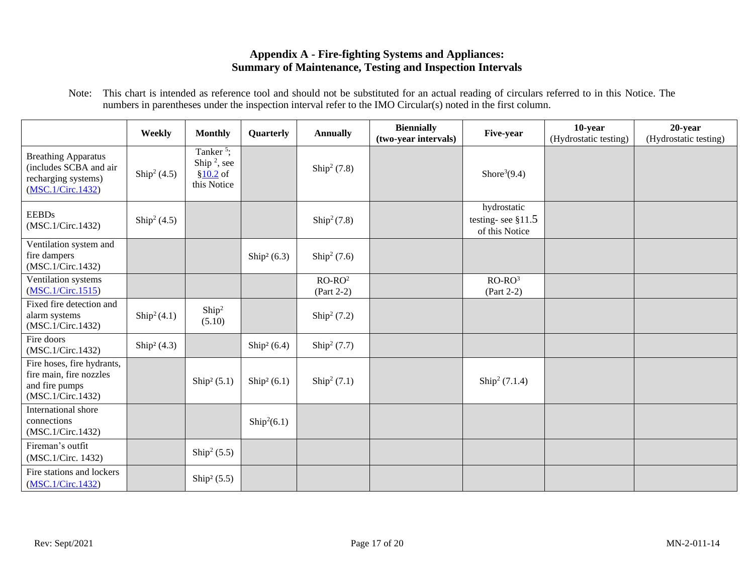## Appendix A - Fire-fighting Systems and Appliances: Summary of Maintenance, Testing and Inspection Intervals

Note: This chart is intended as reference tool and should not be substituted for an actual reading of circulars referred to in this Notice. The numbers in parentheses under the inspection interval refer to the IMO Circular(s) noted in the first column.

| | Weekly | Monthly | Quarterly | Annually | Biennially (two-year intervals) | Five-year | 10-year (Hydrostatic testing) | 20-year (Hydrostatic testing) |
|---|---|---|---|---|---|---|---|---|
| Breathing Apparatus (includes SCBA and air recharging systems) (MSC.1/Circ.1432) | Ship[2] (4.5) | Tanker [5]; Ship [2], see §10.2 of this Notice | | Ship[2] (7.8) | | Shore[3](9.4) | | |
| EEBDs (MSC.1/Circ.1432) | Ship[2] (4.5) | | | Ship[2] (7.8) | | hydrostatic testing- see §11.5 of this Notice | | |
| Ventilation system and fire dampers (MSC.1/Circ.1432) | | | Ship[2] (6.3) | Ship[2] (7.6) | | | | |
| Ventilation systems (MSC.1/Circ.1515) | | | | RO-RO[2] (Part 2-2) | | RO-RO[3] (Part 2-2) | | |
| Fixed fire detection and alarm systems (MSC.1/Circ.1432) | Ship[2] (4.1) | Ship[2] (5.10) | | Ship[2] (7.2) | | | | |
| Fire doors (MSC.1/Circ.1432) | Ship[2] (4.3) | | Ship[2] (6.4) | Ship[2] (7.7) | | | | |
| Fire hoses, fire hydrants, fire main, fire nozzles and fire pumps (MSC.1/Circ.1432) | | Ship[2] (5.1) | Ship[2] (6.1) | Ship[2] (7.1) | | Ship[2] (7.1.4) | | |
| International shore connections (MSC.1/Circ.1432) | | | Ship[2](6.1) | | | | | |
| Fireman's outfit (MSC.1/Circ. 1432) | | Ship[2] (5.5) | | | | | | |
| Fire stations and lockers (MSC.1/Circ.1432) | | Ship[2] (5.5) | | | | | | |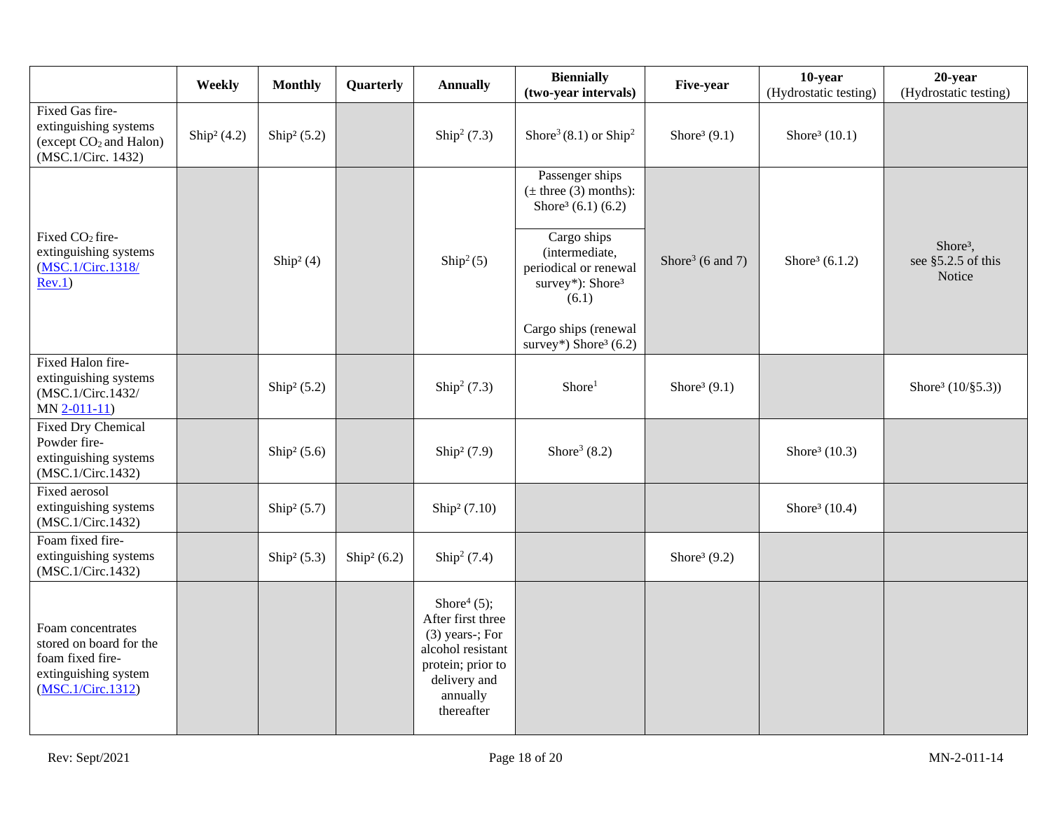| | Weekly | Monthly | Quarterly | Annually | Biennially (two-year intervals) | Five-year | 10-year (Hydrostatic testing) | 20-year (Hydrostatic testing) |
|---|---|---|---|---|---|---|---|---|
| Fixed Gas fire-extinguishing systems (except $CO_2$ and Halon) (MSC.1/Circ. 1432) | Ship[2] (4.2) | Ship[2] (5.2) | | Ship[2] (7.3) | Shore[3] (8.1) or Ship[2] | Shore[3] (9.1) | Shore[3] (10.1) | |
| Fixed $CO_2$ fire-extinguishing systems (MSC.1/Circ.1318/ Rev.1) | | Ship[2] (4) | | Ship[2] (5) | Passenger ships (± three (3) months): Shore[3] (6.1) (6.2)<br>Cargo ships (intermediate, periodical or renewal survey*): Shore[3] (6.1)<br>Cargo ships (renewal survey*) Shore[3] (6.2) | Shore[3] (6 and 7) | Shore[3] (6.1.2) | Shore[3], see §5.2.5 of this Notice |
| Fixed Halon fire-extinguishing systems (MSC.1/Circ.1432/ MN 2-011-11) | | Ship[2] (5.2) | | Ship[2] (7.3) | Shore[1] | Shore[3] (9.1) | | Shore[3] (10/§5.3)) |
| Fixed Dry Chemical Powder fire-extinguishing systems (MSC.1/Circ.1432) | | Ship[2] (5.6) | | Ship[2] (7.9) | Shore[3] (8.2) | | Shore[3] (10.3) | |
| Fixed aerosol extinguishing systems (MSC.1/Circ.1432) | | Ship[2] (5.7) | | Ship[2] (7.10) | | | Shore[3] (10.4) | |
| Foam fixed fire-extinguishing systems (MSC.1/Circ.1432) | | Ship[2] (5.3) | Ship[2] (6.2) | Ship[2] (7.4) | | Shore[3] (9.2) | | |
| Foam concentrates stored on board for the foam fixed fire-extinguishing system (MSC.1/Circ.1312) | | | | Shore[4] (5); After first three (3) years-; For alcohol resistant protein; prior to delivery and annually thereafter | | | | |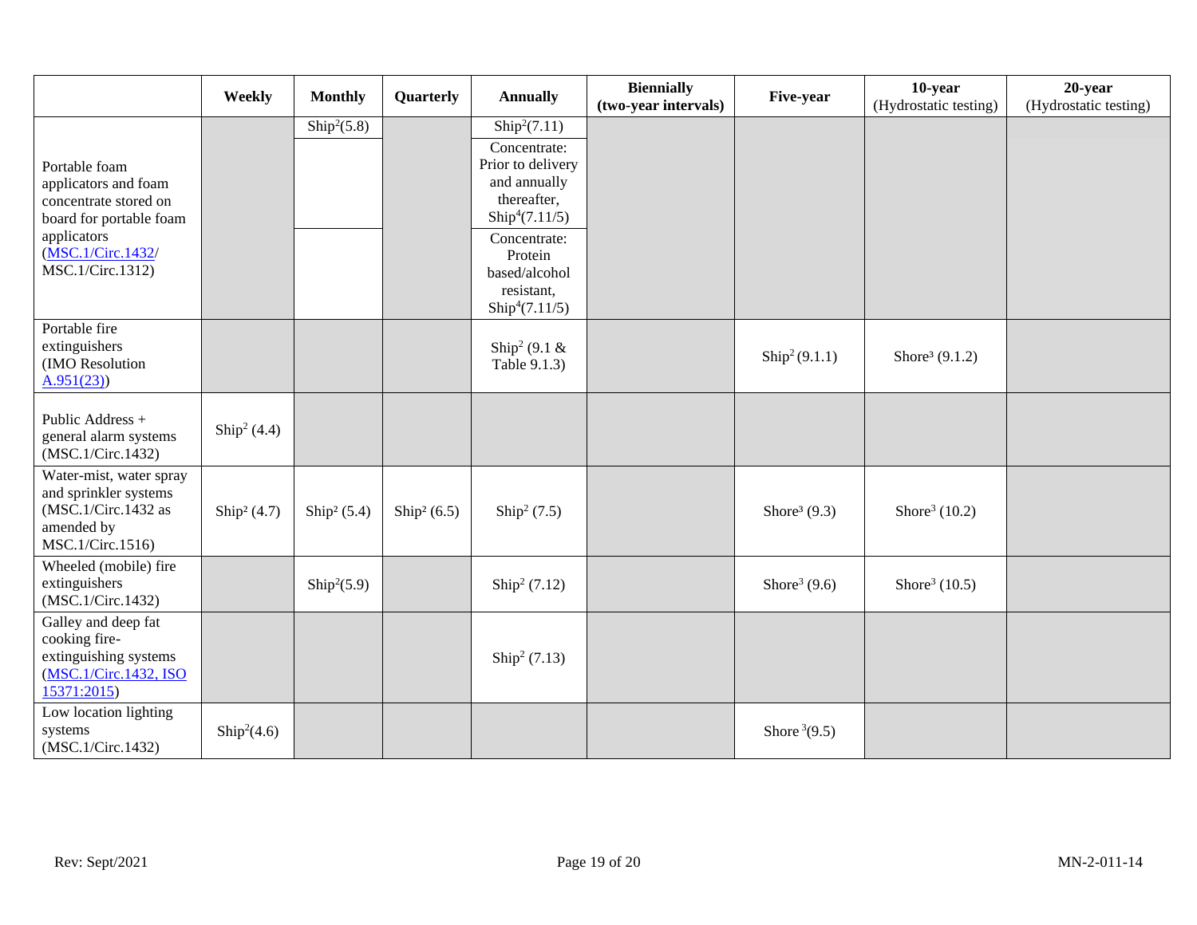| | Weekly | Monthly | Quarterly | Annually | Biennially (two-year intervals) | Five-year | 10-year (Hydrostatic testing) | 20-year (Hydrostatic testing) |
|---|---|---|---|---|---|---|---|---|
| Portable foam applicators and foam concentrate stored on board for portable foam applicators (MSC.1/Circ.1432/ MSC.1/Circ.1312) | | Ship[2](5.8) | | Ship[2](7.11) | | | | |
| | | | | Concentrate: Prior to delivery and annually thereafter, Ship[4](7.11/5) | | | | |
| | | | | Concentrate: Protein based/alcohol resistant, Ship[4](7.11/5) | | | | |
| Portable fire extinguishers (IMO Resolution A.951(23)) | | | | Ship[2] (9.1 & Table 9.1.3) | | Ship[2] (9.1.1) | Shore[3] (9.1.2) | |
| Public Address + general alarm systems (MSC.1/Circ.1432) | Ship[2] (4.4) | | | | | | | |
| Water-mist, water spray and sprinkler systems (MSC.1/Circ.1432 as amended by MSC.1/Circ.1516) | Ship[2] (4.7) | Ship[2] (5.4) | Ship[2] (6.5) | Ship[2] (7.5) | | Shore[3] (9.3) | Shore[3] (10.2) | |
| Wheeled (mobile) fire extinguishers (MSC.1/Circ.1432) | | Ship[2](5.9) | | Ship[2] (7.12) | | Shore[3] (9.6) | Shore[3] (10.5) | |
| Galley and deep fat cooking fire-extinguishing systems (MSC.1/Circ.1432, ISO 15371:2015) | | | | Ship[2] (7.13) | | | | |
| Low location lighting systems (MSC.1/Circ.1432) | Ship[2](4.6) | | | | | Shore[3](9.5) | | |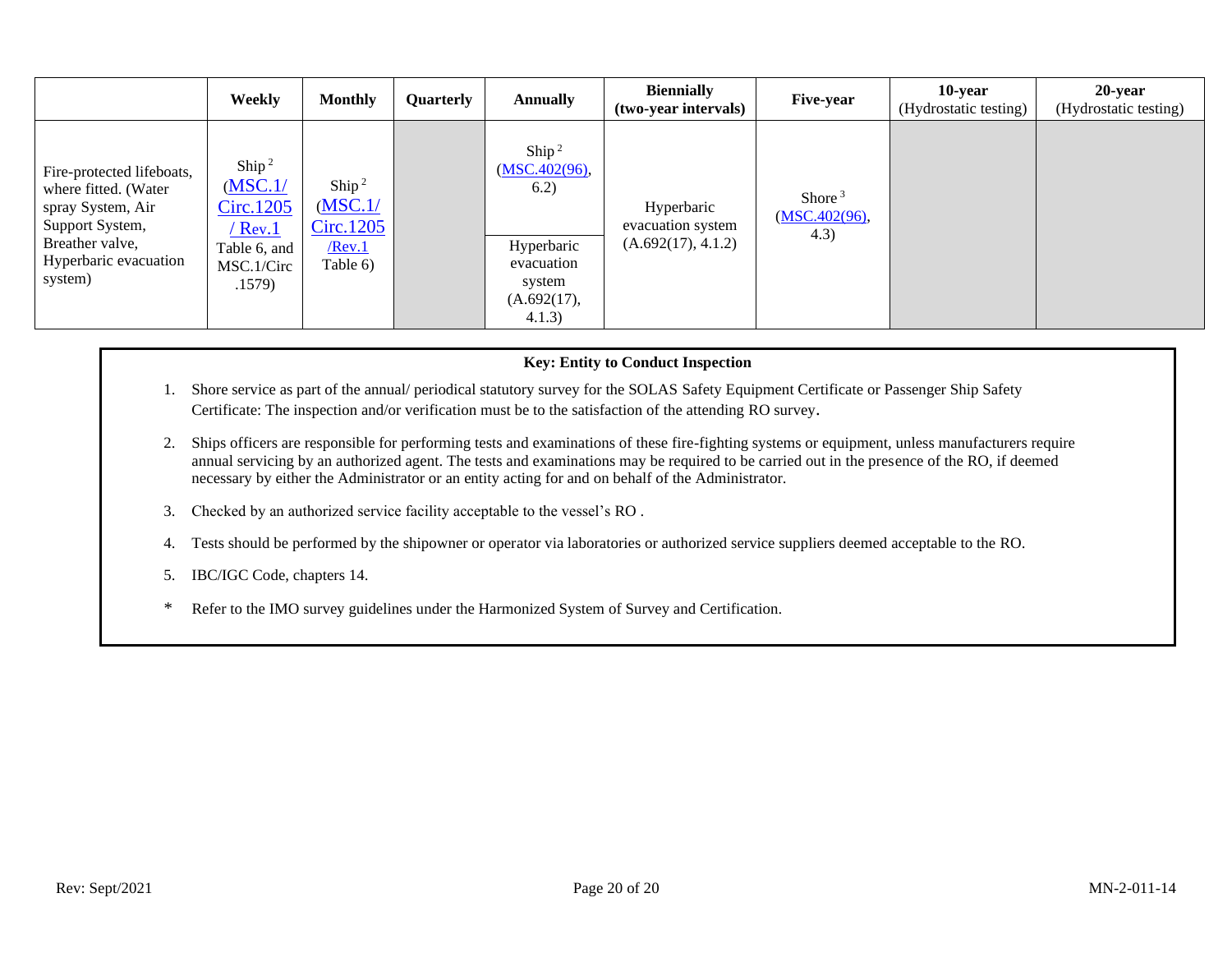| | Weekly | Monthly | Quarterly | Annually | Biennially (two-year intervals) | Five-year | 10-year (Hydrostatic testing) | 20-year (Hydrostatic testing) |
|---|---|---|---|---|---|---|---|---|
| Fire-protected lifeboats, where fitted. (Water spray System, Air Support System, Breather valve, Hyperbaric evacuation system) | Ship [2] (MSC.1/ Circ.1205 / Rev.1 Table 6, and MSC.1/Circ .1579) | Ship [2] (MSC.1/ Circ.1205 /Rev.1 Table 6) | | Ship [2] (MSC.402(96), 6.2)<br>Hyperbaric evacuation system (A.692(17), 4.1.3) | Hyperbaric evacuation system (A.692(17), 4.1.2) | Shore [3] (MSC.402(96), 4.3) | | |

**Key: Entity to Conduct Inspection**

1. Shore service as part of the annual/ periodical statutory survey for the SOLAS Safety Equipment Certificate or Passenger Ship Safety Certificate: The inspection and/or verification must be to the satisfaction of the attending RO survey.
2. Ships officers are responsible for performing tests and examinations of these fire-fighting systems or equipment, unless manufacturers require annual servicing by an authorized agent. The tests and examinations may be required to be carried out in the presence of the RO, if deemed necessary by either the Administrator or an entity acting for and on behalf of the Administrator.
3. Checked by an authorized service facility acceptable to the vessel's RO .
4. Tests should be performed by the shipowner or operator via laboratories or authorized service suppliers deemed acceptable to the RO.
5. IBC/IGC Code, chapters 14.

\* Refer to the IMO survey guidelines under the Harmonized System of Survey and Certification.